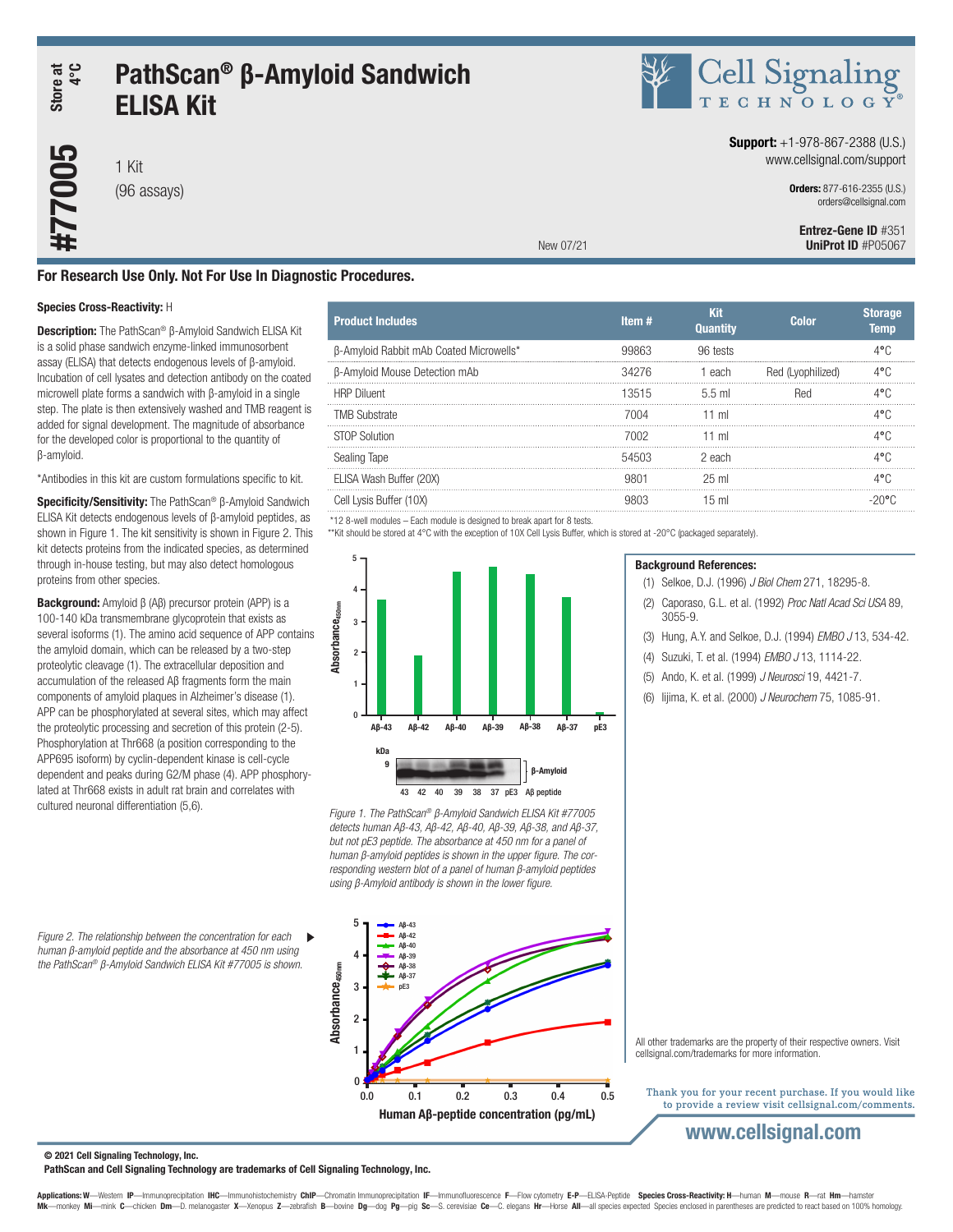# PathScan® β-Amyloid Sandwich ELISA Kit

Store at 4°C

#77005

1 Kit
(96 assays)

**Support:** +1-978-867-2388 (U.S.)
www.cellsignal.com/support

**Orders:** 877-616-2355 (U.S.)
orders@cellsignal.com

**Entrez-Gene ID** #351
**UniProt ID** #P05067

New 07/21

## For Research Use Only. Not For Use In Diagnostic Procedures.

**Species Cross-Reactivity:** H

**Description:** The PathScan® β-Amyloid Sandwich ELISA Kit is a solid phase sandwich enzyme-linked immunosorbent assay (ELISA) that detects endogenous levels of β-amyloid. Incubation of cell lysates and detection antibody on the coated microwell plate forms a sandwich with β-amyloid in a single step. The plate is then extensively washed and TMB reagent is added for signal development. The magnitude of absorbance for the developed color is proportional to the quantity of β-amyloid.

*Antibodies in this kit are custom formulations specific to kit.

**Specificity/Sensitivity:** The PathScan® β-Amyloid Sandwich ELISA Kit detects endogenous levels of β-amyloid peptides, as shown in Figure 1. The kit sensitivity is shown in Figure 2. This kit detects proteins from the indicated species, as determined through in-house testing, but may also detect homologous proteins from other species.

**Background:** Amyloid β (Aβ) precursor protein (APP) is a 100-140 kDa transmembrane glycoprotein that exists as several isoforms (1). The amino acid sequence of APP contains the amyloid domain, which can be released by a two-step proteolytic cleavage (1). The extracellular deposition and accumulation of the released Aβ fragments form the main components of amyloid plaques in Alzheimer's disease (1). APP can be phosphorylated at several sites, which may affect the proteolytic processing and secretion of this protein (2-5). Phosphorylation at Thr668 (a position corresponding to the APP695 isoform) by cyclin-dependent kinase is cell-cycle dependent and peaks during G2/M phase (4). APP phosphorylated at Thr668 exists in adult rat brain and correlates with cultured neuronal differentiation (5,6).

| Product Includes | Item # | Kit Quantity | Color | Storage Temp |
|---|---|---|---|---|
| β-Amyloid Rabbit mAb Coated Microwells* | 99863 | 96 tests | | 4°C |
| β-Amyloid Mouse Detection mAb | 34276 | 1 each | Red (Lyophilized) | 4°C |
| HRP Diluent | 13515 | 5.5 ml | Red | 4°C |
| TMB Substrate | 7004 | 11 ml | | 4°C |
| STOP Solution | 7002 | 11 ml | | 4°C |
| Sealing Tape | 54503 | 2 each | | 4°C |
| ELISA Wash Buffer (20X) | 9801 | 25 ml | | 4°C |
| Cell Lysis Buffer (10X) | 9803 | 15 ml | | -20°C |

*12 8-well modules – Each module is designed to break apart for 8 tests.
**Kit should be stored at 4°C with the exception of 10X Cell Lysis Buffer, which is stored at -20°C (packaged separately).

*Figure 1. The PathScan® β-Amyloid Sandwich ELISA Kit #77005 detects human Aβ-43, Aβ-42, Aβ-40, Aβ-39, Aβ-38, and Aβ-37, but not pE3 peptide. The absorbance at 450 nm for a panel of human β-amyloid peptides is shown in the upper figure. The corresponding western blot of a panel of human β-amyloid peptides using β-Amyloid antibody is shown in the lower figure.*

*Figure 2. The relationship between the concentration for each human β-amyloid peptide and the absorbance at 450 nm using the PathScan® β-Amyloid Sandwich ELISA Kit #77005 is shown.*

**Background References:**

1. Selkoe, D.J. (1996) *J Biol Chem* 271, 18295-8.
2. Caporaso, G.L. et al. (1992) *Proc Natl Acad Sci USA* 89, 3055-9.
3. Hung, A.Y. and Selkoe, D.J. (1994) *EMBO J* 13, 534-42.
4. Suzuki, T. et al. (1994) *EMBO J* 13, 1114-22.
5. Ando, K. et al. (1999) *J Neurosci* 19, 4421-7.
6. Iijima, K. et al. (2000) *J Neurochem* 75, 1085-91.

All other trademarks are the property of their respective owners. Visit cellsignal.com/trademarks for more information.

Thank you for your recent purchase. If you would like to provide a review visit cellsignal.com/comments.

www.cellsignal.com

© 2021 Cell Signaling Technology, Inc.
PathScan and Cell Signaling Technology are trademarks of Cell Signaling Technology, Inc.

**Applications:** **W**—Western **IP**—Immunoprecipitation **IHC**—Immunohistochemistry **ChIP**—Chromatin Immunoprecipitation **IF**—Immunofluorescence **F**—Flow cytometry **E-P**—ELISA-Peptide **Species Cross-Reactivity:** **H**—human **M**—mouse **R**—rat **Hm**—hamster **Mk**—monkey **Mi**—mink **C**—chicken **Dm**—D. melanogaster **X**—Xenopus **Z**—zebrafish **B**—bovine **Dg**—dog **Pg**—pig **Sc**—S. cerevisiae **Ce**—C. elegans **Hr**—Horse **All**—all species expected Species enclosed in parentheses are predicted to react based on 100% homology.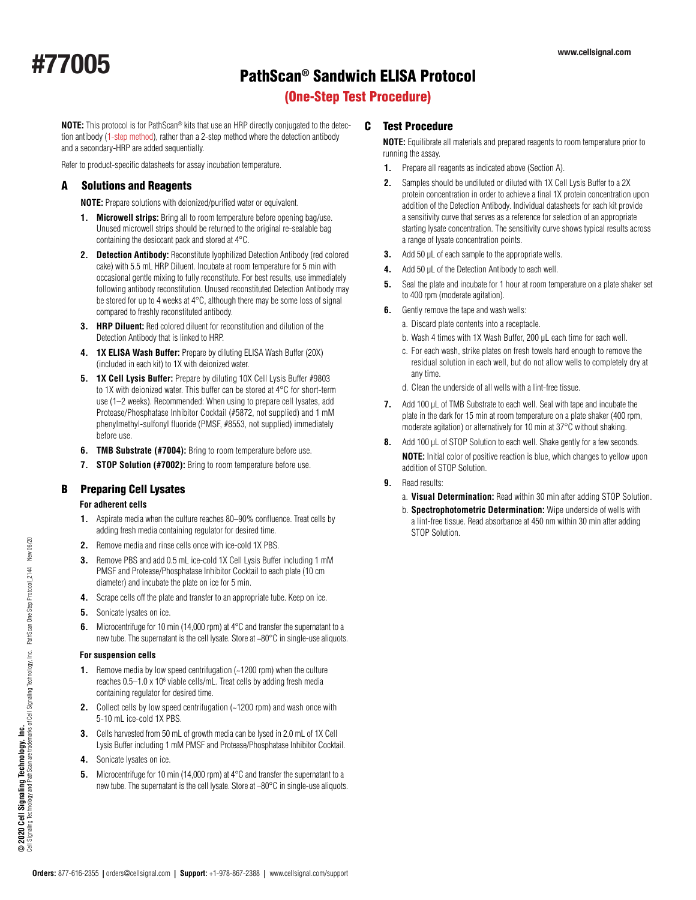# #77005

# PathScan® Sandwich ELISA Protocol

## (One-Step Test Procedure)

**NOTE:** This protocol is for PathScan® kits that use an HRP directly conjugated to the detection antibody (1-step method), rather than a 2-step method where the detection antibody and a secondary-HRP are added sequentially.

Refer to product-specific datasheets for assay incubation temperature.

## A Solutions and Reagents

**NOTE:** Prepare solutions with deionized/purified water or equivalent.

1. **Microwell strips:** Bring all to room temperature before opening bag/use. Unused microwell strips should be returned to the original re-sealable bag containing the desiccant pack and stored at 4°C.
2. **Detection Antibody:** Reconstitute lyophilized Detection Antibody (red colored cake) with 5.5 mL HRP Diluent. Incubate at room temperature for 5 min with occasional gentle mixing to fully reconstitute. For best results, use immediately following antibody reconstitution. Unused reconstituted Detection Antibody may be stored for up to 4 weeks at 4°C, although there may be some loss of signal compared to freshly reconstituted antibody.
3. **HRP Diluent:** Red colored diluent for reconstitution and dilution of the Detection Antibody that is linked to HRP.
4. **1X ELISA Wash Buffer:** Prepare by diluting ELISA Wash Buffer (20X) (included in each kit) to 1X with deionized water.
5. **1X Cell Lysis Buffer:** Prepare by diluting 10X Cell Lysis Buffer #9803 to 1X with deionized water. This buffer can be stored at 4°C for short-term use (1–2 weeks). Recommended: When using to prepare cell lysates, add Protease/Phosphatase Inhibitor Cocktail (#5872, not supplied) and 1 mM phenylmethyl-sulfonyl fluoride (PMSF, #8553, not supplied) immediately before use.
6. **TMB Substrate (#7004):** Bring to room temperature before use.
7. **STOP Solution (#7002):** Bring to room temperature before use.

## B Preparing Cell Lysates

### For adherent cells

1. Aspirate media when the culture reaches 80–90% confluence. Treat cells by adding fresh media containing regulator for desired time.
2. Remove media and rinse cells once with ice-cold 1X PBS.
3. Remove PBS and add 0.5 mL ice-cold 1X Cell Lysis Buffer including 1 mM PMSF and Protease/Phosphatase Inhibitor Cocktail to each plate (10 cm diameter) and incubate the plate on ice for 5 min.
4. Scrape cells off the plate and transfer to an appropriate tube. Keep on ice.
5. Sonicate lysates on ice.
6. Microcentrifuge for 10 min (14,000 rpm) at 4°C and transfer the supernatant to a new tube. The supernatant is the cell lysate. Store at –80°C in single-use aliquots.

### For suspension cells

1. Remove media by low speed centrifugation (~1200 rpm) when the culture reaches 0.5–1.0 x $10^6$ viable cells/mL. Treat cells by adding fresh media containing regulator for desired time.
2. Collect cells by low speed centrifugation (~1200 rpm) and wash once with 5-10 mL ice-cold 1X PBS.
3. Cells harvested from 50 mL of growth media can be lysed in 2.0 mL of 1X Cell Lysis Buffer including 1 mM PMSF and Protease/Phosphatase Inhibitor Cocktail.
4. Sonicate lysates on ice.
5. Microcentrifuge for 10 min (14,000 rpm) at 4°C and transfer the supernatant to a new tube. The supernatant is the cell lysate. Store at –80°C in single-use aliquots.

## C Test Procedure

**NOTE:** Equilibrate all materials and prepared reagents to room temperature prior to running the assay.

1. Prepare all reagents as indicated above (Section A).
2. Samples should be undiluted or diluted with 1X Cell Lysis Buffer to a 2X protein concentration in order to achieve a final 1X protein concentration upon addition of the Detection Antibody. Individual datasheets for each kit provide a sensitivity curve that serves as a reference for selection of an appropriate starting lysate concentration. The sensitivity curve shows typical results across a range of lysate concentration points.
3. Add 50 µL of each sample to the appropriate wells.
4. Add 50 µL of the Detection Antibody to each well.
5. Seal the plate and incubate for 1 hour at room temperature on a plate shaker set to 400 rpm (moderate agitation).
6. Gently remove the tape and wash wells:
   a. Discard plate contents into a receptacle.
   b. Wash 4 times with 1X Wash Buffer, 200 µL each time for each well.
   c. For each wash, strike plates on fresh towels hard enough to remove the residual solution in each well, but do not allow wells to completely dry at any time.
   d. Clean the underside of all wells with a lint-free tissue.
7. Add 100 µL of TMB Substrate to each well. Seal with tape and incubate the plate in the dark for 15 min at room temperature on a plate shaker (400 rpm, moderate agitation) or alternatively for 10 min at 37°C without shaking.
8. Add 100 µL of STOP Solution to each well. Shake gently for a few seconds.

   **NOTE:** Initial color of positive reaction is blue, which changes to yellow upon addition of STOP Solution.
9. Read results:
   a. **Visual Determination:** Read within 30 min after adding STOP Solution.
   b. **Spectrophotometric Determination:** Wipe underside of wells with a lint-free tissue. Read absorbance at 450 nm within 30 min after adding STOP Solution.

© 2020 Cell Signaling Technology, Inc.
Cell Signaling Technology and PathScan are trademarks of Cell Signaling Technology, Inc. PathScan One Step Protocol_2144 New 08/20

**Orders:** 877-616-2355 | orders@cellsignal.com | **Support:** +1-978-867-2388 | www.cellsignal.com/support